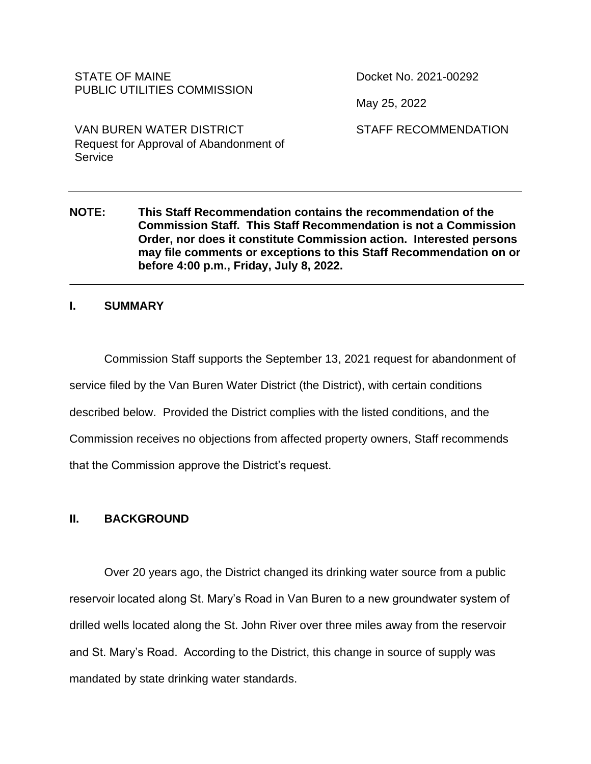STATE OF MAINE
PUBLIC UTILITIES COMMISSION

Docket No. 2021-00292

May 25, 2022

VAN BUREN WATER DISTRICT
Request for Approval of Abandonment of Service

STAFF RECOMMENDATION

---

**NOTE: This Staff Recommendation contains the recommendation of the Commission Staff. This Staff Recommendation is not a Commission Order, nor does it constitute Commission action. Interested persons may file comments or exceptions to this Staff Recommendation on or before 4:00 p.m., Friday, July 8, 2022.**

---

## I. SUMMARY

Commission Staff supports the September 13, 2021 request for abandonment of service filed by the Van Buren Water District (the District), with certain conditions described below. Provided the District complies with the listed conditions, and the Commission receives no objections from affected property owners, Staff recommends that the Commission approve the District's request.

## II. BACKGROUND

Over 20 years ago, the District changed its drinking water source from a public reservoir located along St. Mary's Road in Van Buren to a new groundwater system of drilled wells located along the St. John River over three miles away from the reservoir and St. Mary's Road. According to the District, this change in source of supply was mandated by state drinking water standards.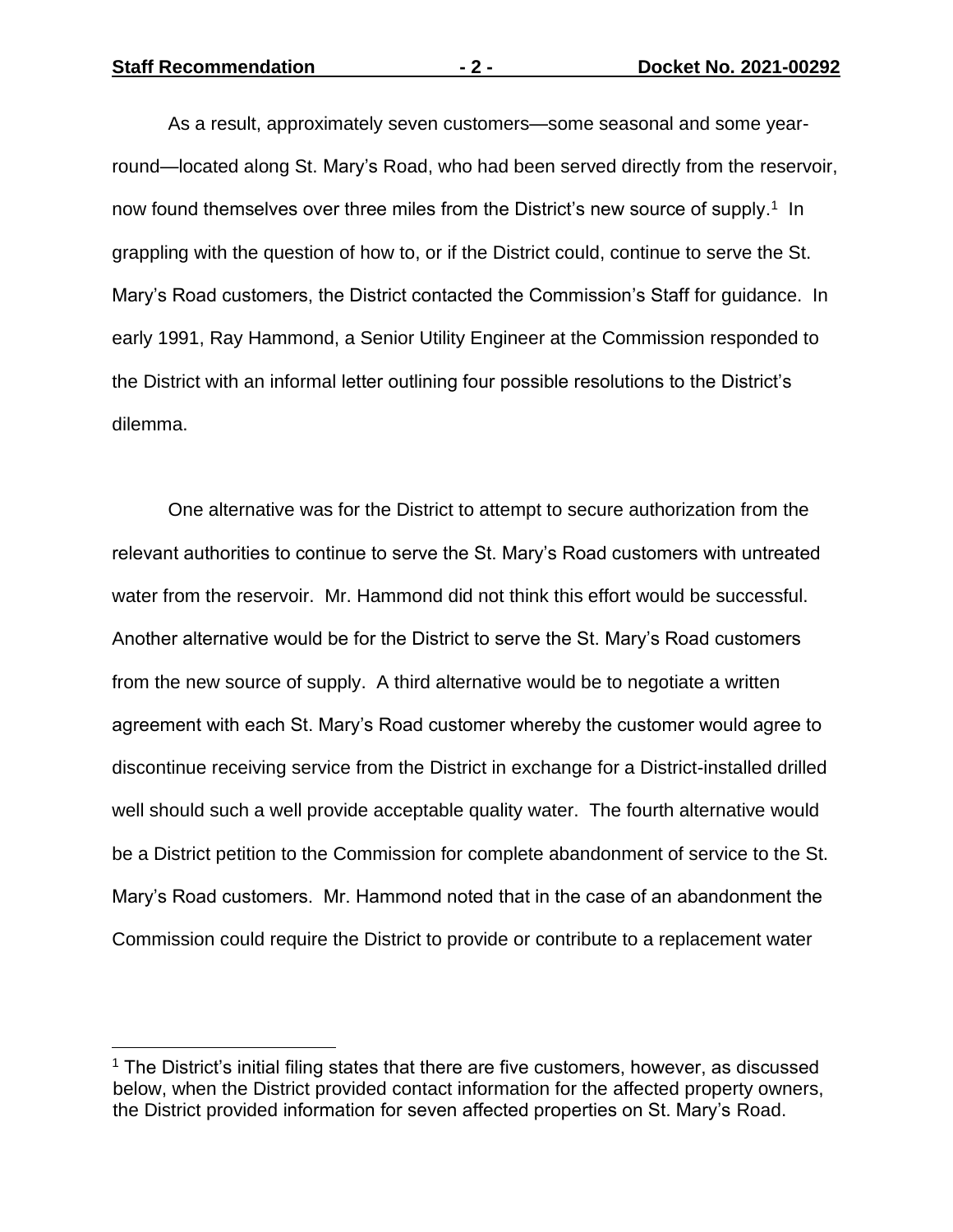As a result, approximately seven customers—some seasonal and some year-round—located along St. Mary's Road, who had been served directly from the reservoir, now found themselves over three miles from the District's new source of supply.[1] In grappling with the question of how to, or if the District could, continue to serve the St. Mary's Road customers, the District contacted the Commission's Staff for guidance. In early 1991, Ray Hammond, a Senior Utility Engineer at the Commission responded to the District with an informal letter outlining four possible resolutions to the District's dilemma.

One alternative was for the District to attempt to secure authorization from the relevant authorities to continue to serve the St. Mary's Road customers with untreated water from the reservoir. Mr. Hammond did not think this effort would be successful. Another alternative would be for the District to serve the St. Mary's Road customers from the new source of supply. A third alternative would be to negotiate a written agreement with each St. Mary's Road customer whereby the customer would agree to discontinue receiving service from the District in exchange for a District-installed drilled well should such a well provide acceptable quality water. The fourth alternative would be a District petition to the Commission for complete abandonment of service to the St. Mary's Road customers. Mr. Hammond noted that in the case of an abandonment the Commission could require the District to provide or contribute to a replacement water

[1] The District's initial filing states that there are five customers, however, as discussed below, when the District provided contact information for the affected property owners, the District provided information for seven affected properties on St. Mary's Road.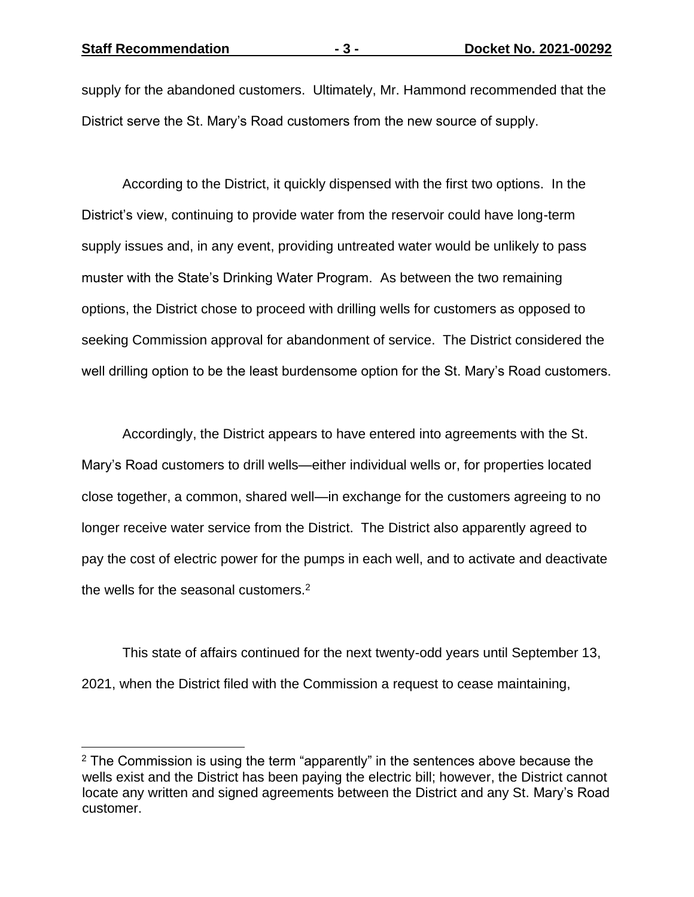supply for the abandoned customers. Ultimately, Mr. Hammond recommended that the District serve the St. Mary's Road customers from the new source of supply.

According to the District, it quickly dispensed with the first two options. In the District's view, continuing to provide water from the reservoir could have long-term supply issues and, in any event, providing untreated water would be unlikely to pass muster with the State's Drinking Water Program. As between the two remaining options, the District chose to proceed with drilling wells for customers as opposed to seeking Commission approval for abandonment of service. The District considered the well drilling option to be the least burdensome option for the St. Mary's Road customers.

Accordingly, the District appears to have entered into agreements with the St. Mary's Road customers to drill wells—either individual wells or, for properties located close together, a common, shared well—in exchange for the customers agreeing to no longer receive water service from the District. The District also apparently agreed to pay the cost of electric power for the pumps in each well, and to activate and deactivate the wells for the seasonal customers.[2]

This state of affairs continued for the next twenty-odd years until September 13, 2021, when the District filed with the Commission a request to cease maintaining,

---

[2] The Commission is using the term "apparently" in the sentences above because the wells exist and the District has been paying the electric bill; however, the District cannot locate any written and signed agreements between the District and any St. Mary's Road customer.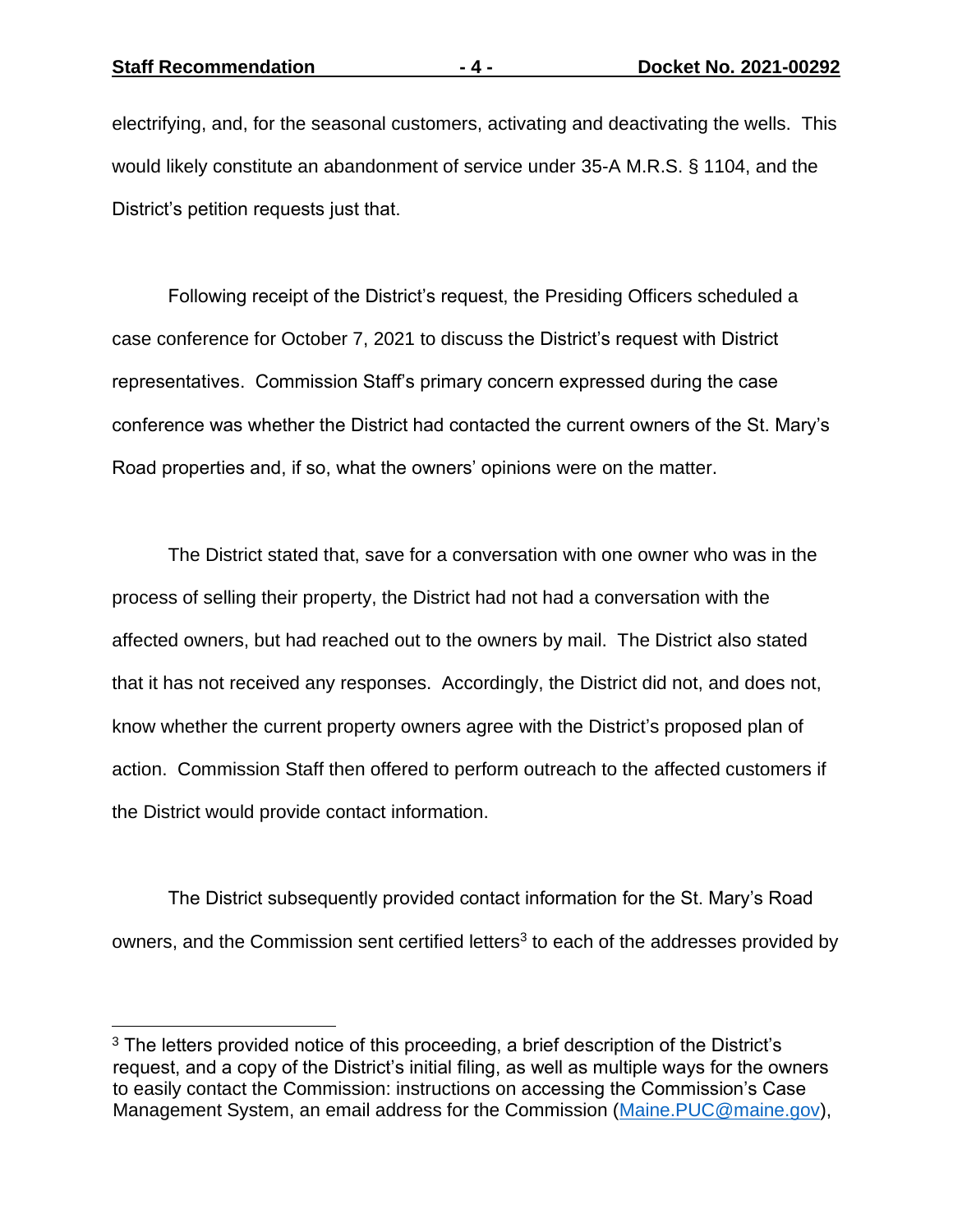electrifying, and, for the seasonal customers, activating and deactivating the wells. This would likely constitute an abandonment of service under 35-A M.R.S. § 1104, and the District's petition requests just that.

Following receipt of the District's request, the Presiding Officers scheduled a case conference for October 7, 2021 to discuss the District's request with District representatives. Commission Staff's primary concern expressed during the case conference was whether the District had contacted the current owners of the St. Mary's Road properties and, if so, what the owners' opinions were on the matter.

The District stated that, save for a conversation with one owner who was in the process of selling their property, the District had not had a conversation with the affected owners, but had reached out to the owners by mail. The District also stated that it has not received any responses. Accordingly, the District did not, and does not, know whether the current property owners agree with the District's proposed plan of action. Commission Staff then offered to perform outreach to the affected customers if the District would provide contact information.

The District subsequently provided contact information for the St. Mary's Road owners, and the Commission sent certified letters[3] to each of the addresses provided by

---

[3] The letters provided notice of this proceeding, a brief description of the District's request, and a copy of the District's initial filing, as well as multiple ways for the owners to easily contact the Commission: instructions on accessing the Commission's Case Management System, an email address for the Commission (Maine.PUC@maine.gov),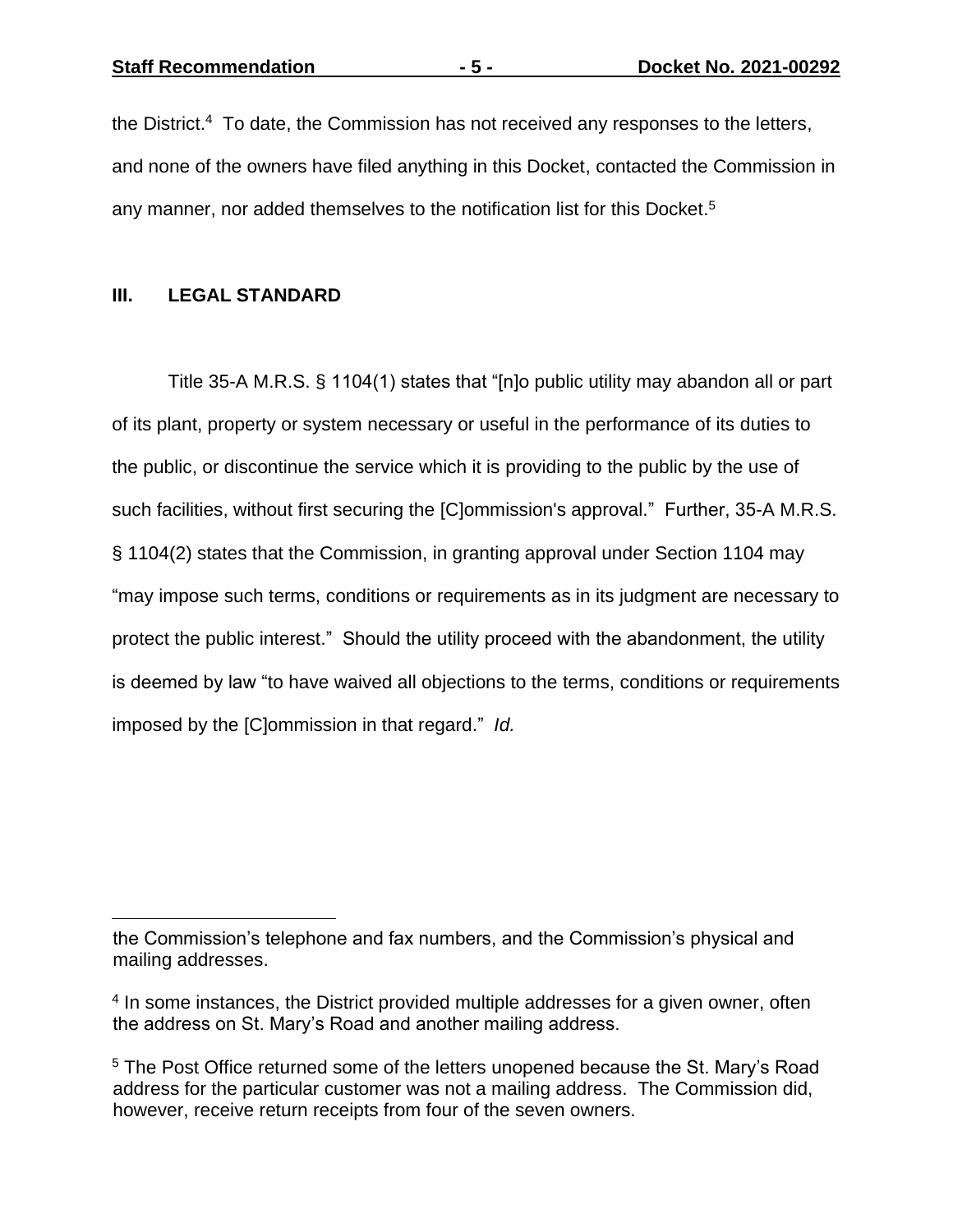the District.[4] To date, the Commission has not received any responses to the letters, and none of the owners have filed anything in this Docket, contacted the Commission in any manner, nor added themselves to the notification list for this Docket.[5]

## III. LEGAL STANDARD

Title 35-A M.R.S. § 1104(1) states that "[n]o public utility may abandon all or part of its plant, property or system necessary or useful in the performance of its duties to the public, or discontinue the service which it is providing to the public by the use of such facilities, without first securing the [C]ommission's approval." Further, 35-A M.R.S. § 1104(2) states that the Commission, in granting approval under Section 1104 may "may impose such terms, conditions or requirements as in its judgment are necessary to protect the public interest." Should the utility proceed with the abandonment, the utility is deemed by law "to have waived all objections to the terms, conditions or requirements imposed by the [C]ommission in that regard." *Id.*

---

the Commission's telephone and fax numbers, and the Commission's physical and mailing addresses.

[4] In some instances, the District provided multiple addresses for a given owner, often the address on St. Mary's Road and another mailing address.

[5] The Post Office returned some of the letters unopened because the St. Mary's Road address for the particular customer was not a mailing address. The Commission did, however, receive return receipts from four of the seven owners.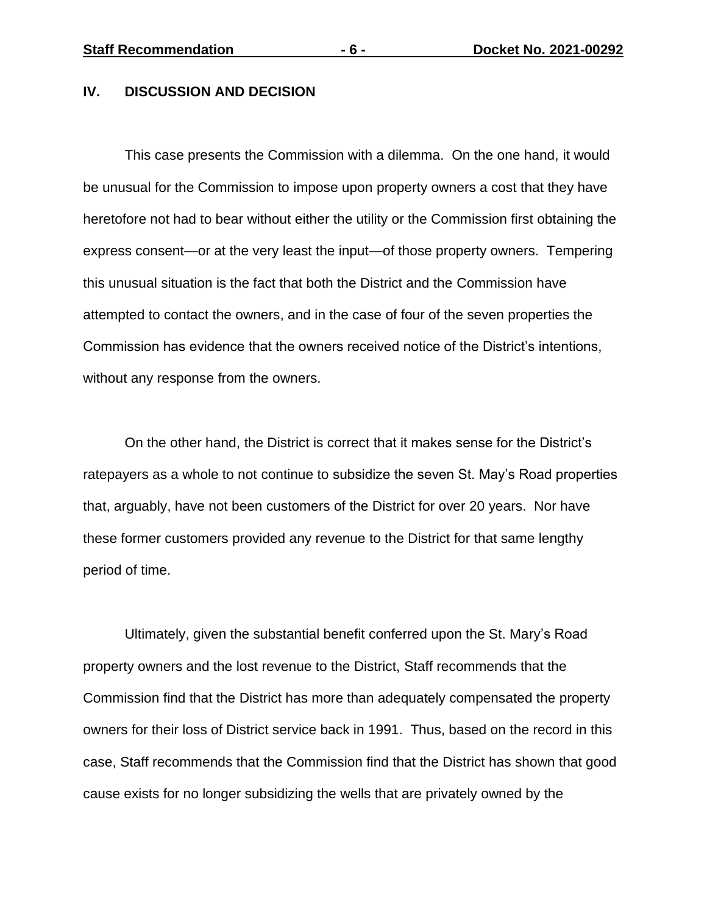## IV. DISCUSSION AND DECISION

This case presents the Commission with a dilemma. On the one hand, it would be unusual for the Commission to impose upon property owners a cost that they have heretofore not had to bear without either the utility or the Commission first obtaining the express consent—or at the very least the input—of those property owners. Tempering this unusual situation is the fact that both the District and the Commission have attempted to contact the owners, and in the case of four of the seven properties the Commission has evidence that the owners received notice of the District's intentions, without any response from the owners.

On the other hand, the District is correct that it makes sense for the District's ratepayers as a whole to not continue to subsidize the seven St. May's Road properties that, arguably, have not been customers of the District for over 20 years. Nor have these former customers provided any revenue to the District for that same lengthy period of time.

Ultimately, given the substantial benefit conferred upon the St. Mary's Road property owners and the lost revenue to the District, Staff recommends that the Commission find that the District has more than adequately compensated the property owners for their loss of District service back in 1991. Thus, based on the record in this case, Staff recommends that the Commission find that the District has shown that good cause exists for no longer subsidizing the wells that are privately owned by the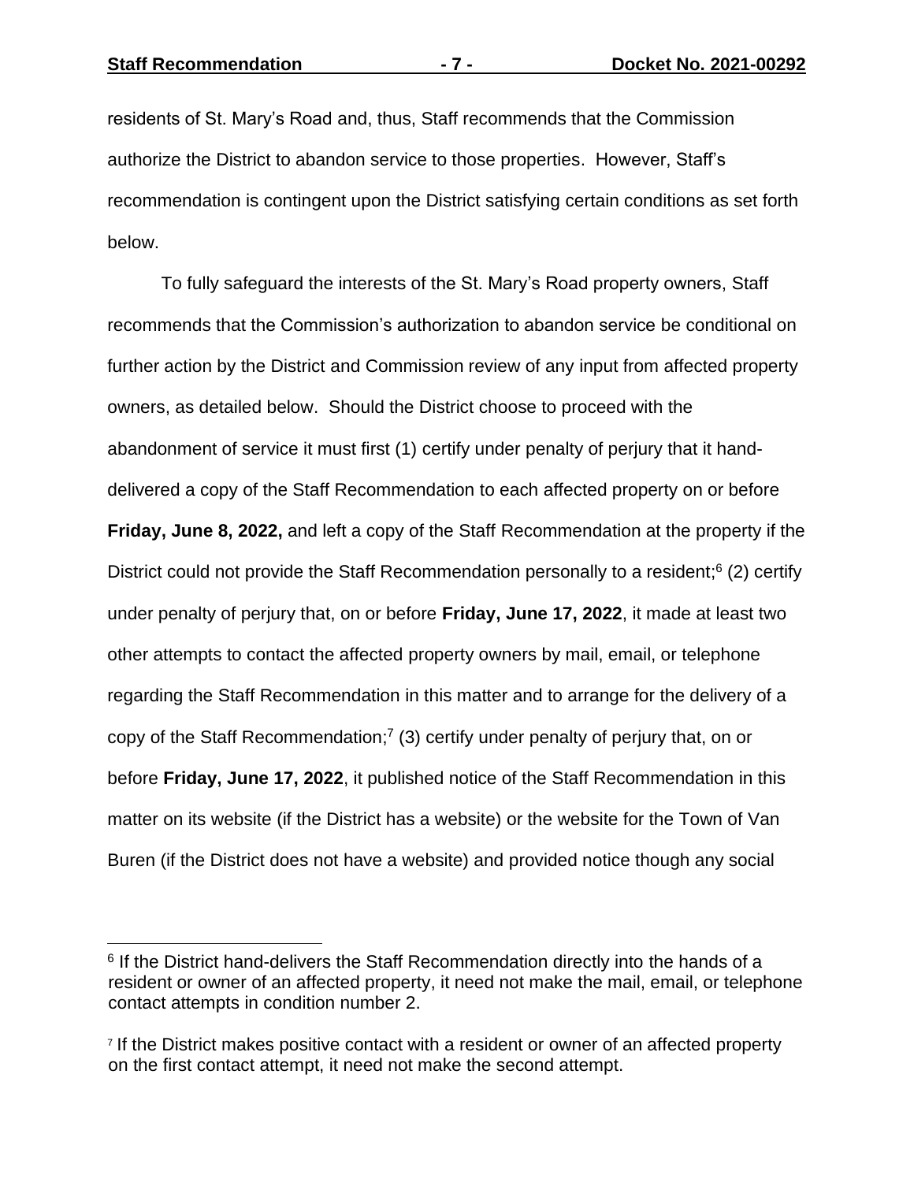residents of St. Mary's Road and, thus, Staff recommends that the Commission authorize the District to abandon service to those properties. However, Staff's recommendation is contingent upon the District satisfying certain conditions as set forth below.

To fully safeguard the interests of the St. Mary's Road property owners, Staff recommends that the Commission's authorization to abandon service be conditional on further action by the District and Commission review of any input from affected property owners, as detailed below. Should the District choose to proceed with the abandonment of service it must first (1) certify under penalty of perjury that it hand-delivered a copy of the Staff Recommendation to each affected property on or before **Friday, June 8, 2022,** and left a copy of the Staff Recommendation at the property if the District could not provide the Staff Recommendation personally to a resident;[6] (2) certify under penalty of perjury that, on or before **Friday, June 17, 2022**, it made at least two other attempts to contact the affected property owners by mail, email, or telephone regarding the Staff Recommendation in this matter and to arrange for the delivery of a copy of the Staff Recommendation;[7] (3) certify under penalty of perjury that, on or before **Friday, June 17, 2022**, it published notice of the Staff Recommendation in this matter on its website (if the District has a website) or the website for the Town of Van Buren (if the District does not have a website) and provided notice though any social

---

[6] If the District hand-delivers the Staff Recommendation directly into the hands of a resident or owner of an affected property, it need not make the mail, email, or telephone contact attempts in condition number 2.

[7] If the District makes positive contact with a resident or owner of an affected property on the first contact attempt, it need not make the second attempt.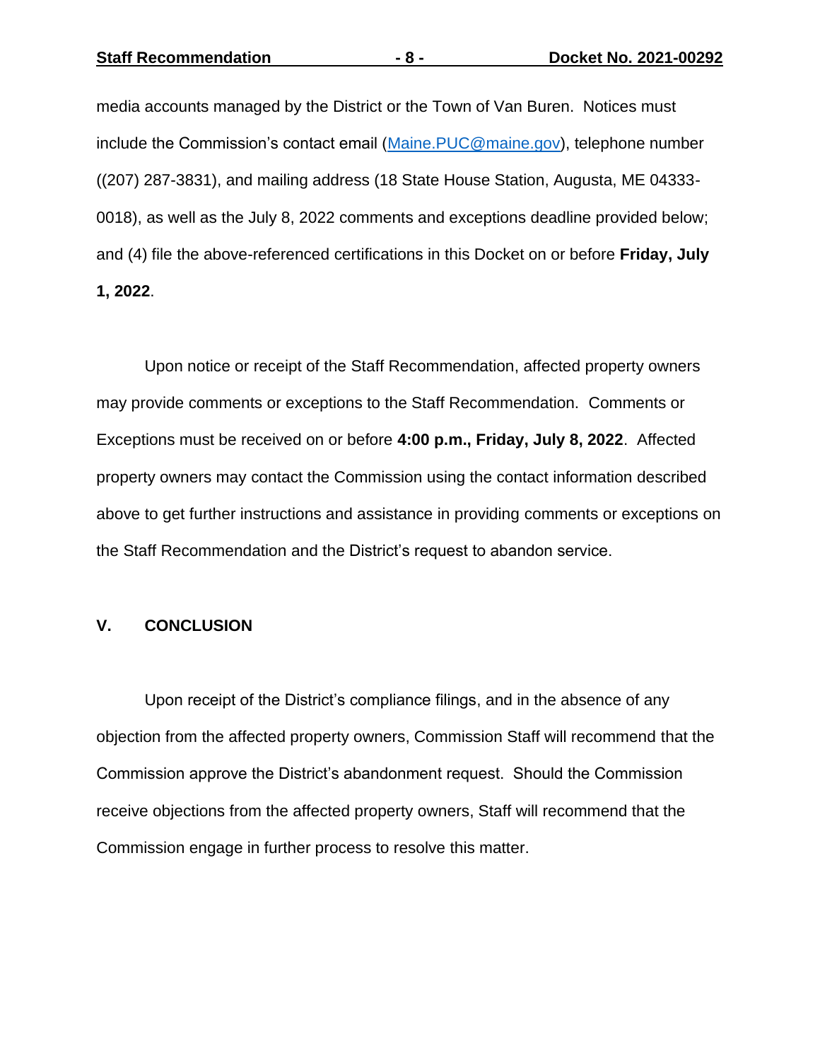media accounts managed by the District or the Town of Van Buren. Notices must include the Commission's contact email (Maine.PUC@maine.gov), telephone number ((207) 287-3831), and mailing address (18 State House Station, Augusta, ME 04333-0018), as well as the July 8, 2022 comments and exceptions deadline provided below; and (4) file the above-referenced certifications in this Docket on or before **Friday, July 1, 2022**.

Upon notice or receipt of the Staff Recommendation, affected property owners may provide comments or exceptions to the Staff Recommendation. Comments or Exceptions must be received on or before **4:00 p.m., Friday, July 8, 2022**. Affected property owners may contact the Commission using the contact information described above to get further instructions and assistance in providing comments or exceptions on the Staff Recommendation and the District's request to abandon service.

## V. CONCLUSION

Upon receipt of the District's compliance filings, and in the absence of any objection from the affected property owners, Commission Staff will recommend that the Commission approve the District's abandonment request. Should the Commission receive objections from the affected property owners, Staff will recommend that the Commission engage in further process to resolve this matter.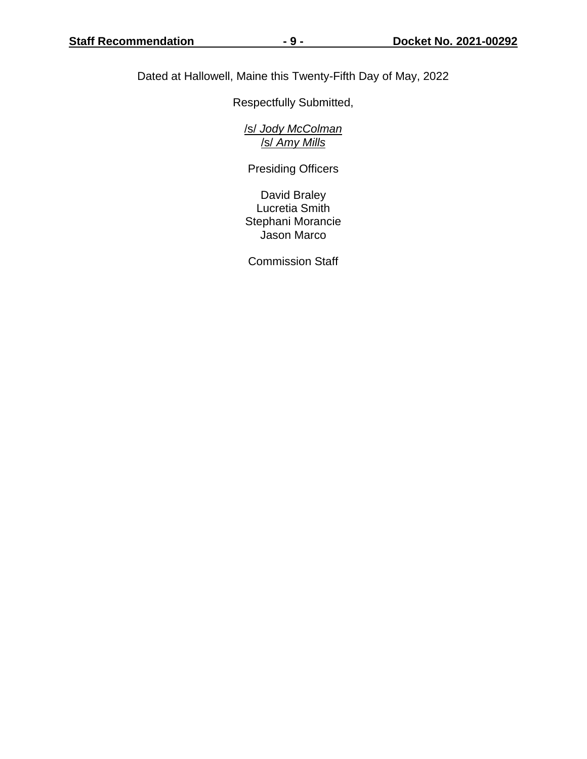Dated at Hallowell, Maine this Twenty-Fifth Day of May, 2022

Respectfully Submitted,

/s/ *Jody McColman*
/s/ *Amy Mills*

Presiding Officers

David Braley
Lucretia Smith
Stephani Morancie
Jason Marco

Commission Staff